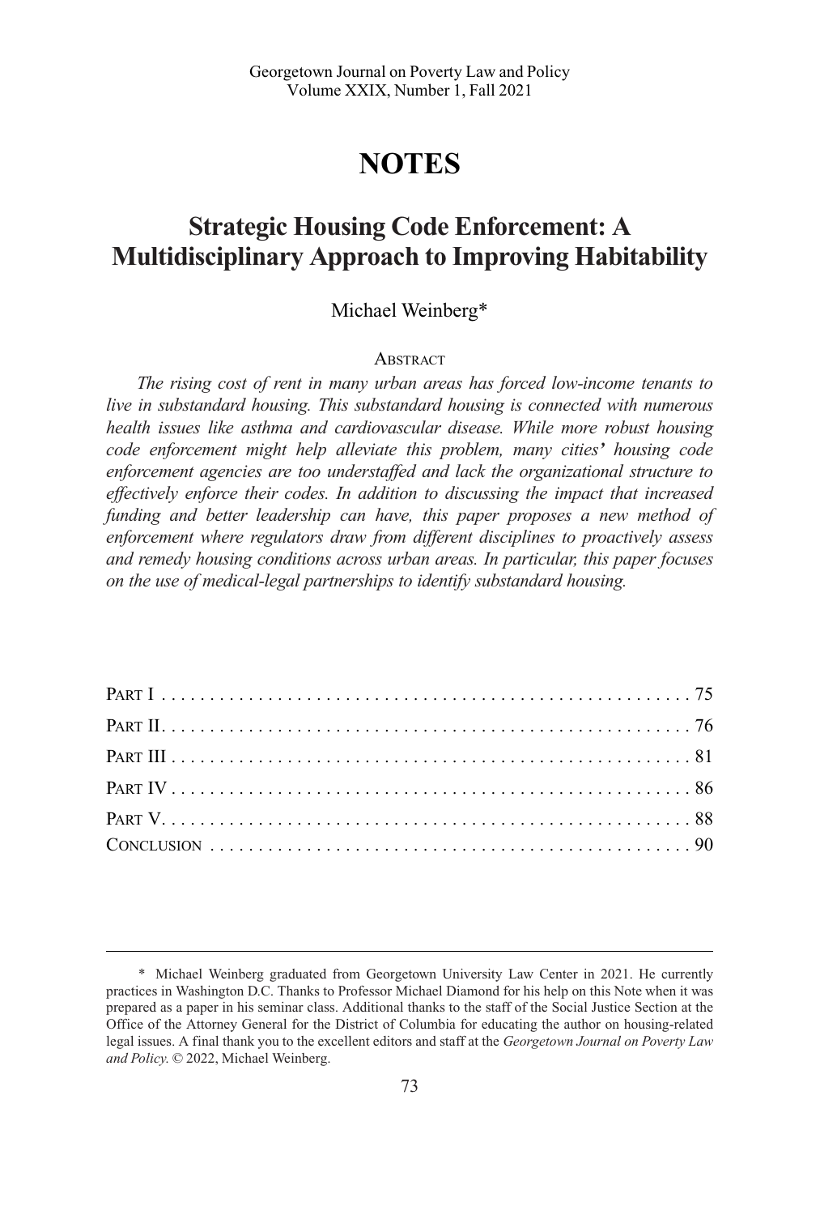# NOTES

## Strategic Housing Code Enforcement: A Multidisciplinary Approach to Improving Habitability

Michael Weinberg*

### Abstract

*The rising cost of rent in many urban areas has forced low-income tenants to live in substandard housing. This substandard housing is connected with numerous health issues like asthma and cardiovascular disease. While more robust housing code enforcement might help alleviate this problem, many cities' housing code enforcement agencies are too understaffed and lack the organizational structure to effectively enforce their codes. In addition to discussing the impact that increased funding and better leadership can have, this paper proposes a new method of enforcement where regulators draw from different disciplines to proactively assess and remedy housing conditions across urban areas. In particular, this paper focuses on the use of medical-legal partnerships to identify substandard housing.*

| | |
|---|---|
| Part I | 75 |
| Part II | 76 |
| Part III | 81 |
| Part IV | 86 |
| Part V | 88 |
| Conclusion | 90 |

---

\* Michael Weinberg graduated from Georgetown University Law Center in 2021. He currently practices in Washington D.C. Thanks to Professor Michael Diamond for his help on this Note when it was prepared as a paper in his seminar class. Additional thanks to the staff of the Social Justice Section at the Office of the Attorney General for the District of Columbia for educating the author on housing-related legal issues. A final thank you to the excellent editors and staff at the *Georgetown Journal on Poverty Law and Policy*. © 2022, Michael Weinberg.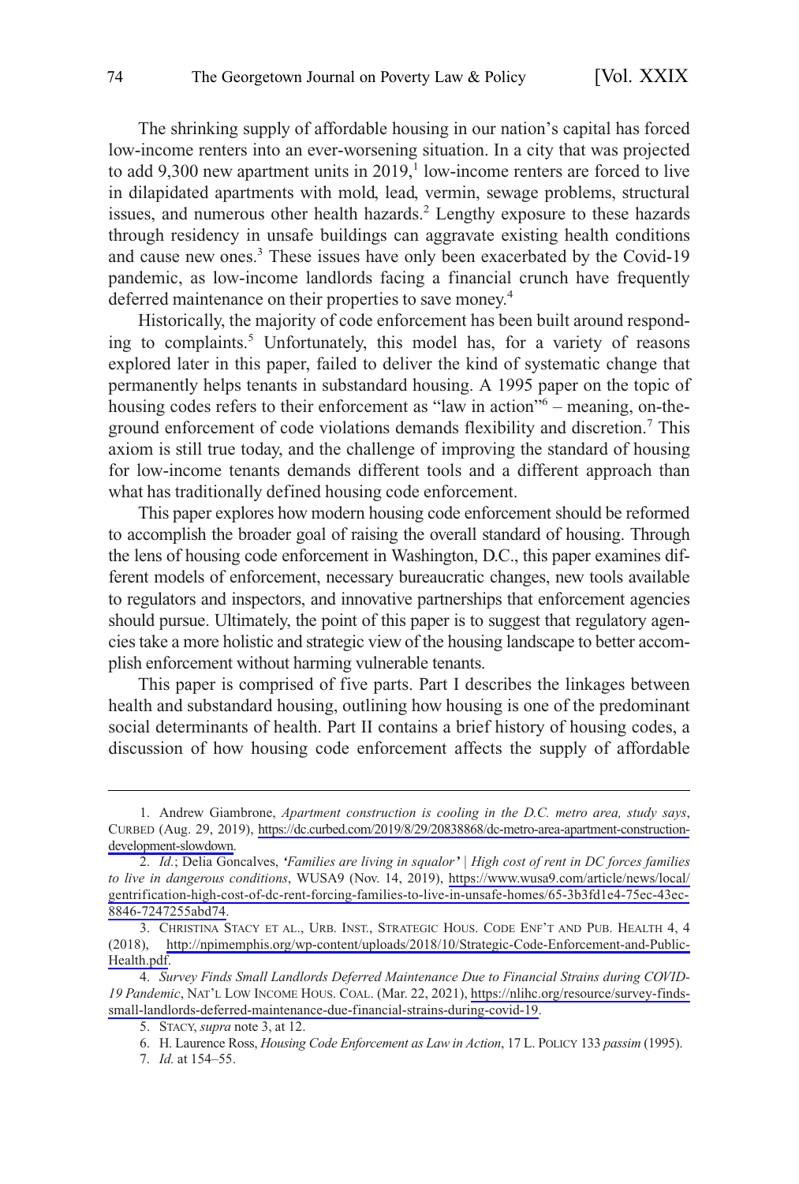The shrinking supply of affordable housing in our nation's capital has forced low-income renters into an ever-worsening situation. In a city that was projected to add 9,300 new apartment units in 2019,[1] low-income renters are forced to live in dilapidated apartments with mold, lead, vermin, sewage problems, structural issues, and numerous other health hazards.[2] Lengthy exposure to these hazards through residency in unsafe buildings can aggravate existing health conditions and cause new ones.[3] These issues have only been exacerbated by the Covid-19 pandemic, as low-income landlords facing a financial crunch have frequently deferred maintenance on their properties to save money.[4]

Historically, the majority of code enforcement has been built around responding to complaints.[5] Unfortunately, this model has, for a variety of reasons explored later in this paper, failed to deliver the kind of systematic change that permanently helps tenants in substandard housing. A 1995 paper on the topic of housing codes refers to their enforcement as "law in action"[6] – meaning, on-the-ground enforcement of code violations demands flexibility and discretion.[7] This axiom is still true today, and the challenge of improving the standard of housing for low-income tenants demands different tools and a different approach than what has traditionally defined housing code enforcement.

This paper explores how modern housing code enforcement should be reformed to accomplish the broader goal of raising the overall standard of housing. Through the lens of housing code enforcement in Washington, D.C., this paper examines different models of enforcement, necessary bureaucratic changes, new tools available to regulators and inspectors, and innovative partnerships that enforcement agencies should pursue. Ultimately, the point of this paper is to suggest that regulatory agencies take a more holistic and strategic view of the housing landscape to better accomplish enforcement without harming vulnerable tenants.

This paper is comprised of five parts. Part I describes the linkages between health and substandard housing, outlining how housing is one of the predominant social determinants of health. Part II contains a brief history of housing codes, a discussion of how housing code enforcement affects the supply of affordable

---

1. Andrew Giambrone, *Apartment construction is cooling in the D.C. metro area, study says*, CURBED (Aug. 29, 2019), https://dc.curbed.com/2019/8/29/20838868/dc-metro-area-apartment-construction-development-slowdown.

2. *Id.*; Delia Goncalves, *'Families are living in squalor' | High cost of rent in DC forces families to live in dangerous conditions*, WUSA9 (Nov. 14, 2019), https://www.wusa9.com/article/news/local/gentrification-high-cost-of-dc-rent-forcing-families-to-live-in-unsafe-homes/65-3b3fd1e4-75ec-43ec-8846-7247255abd74.

3. CHRISTINA STACY ET AL., URB. INST., STRATEGIC HOUS. CODE ENF'T AND PUB. HEALTH 4, 4 (2018), http://npimemphis.org/wp-content/uploads/2018/10/Strategic-Code-Enforcement-and-Public-Health.pdf.

4. *Survey Finds Small Landlords Deferred Maintenance Due to Financial Strains during COVID-19 Pandemic*, NAT'L LOW INCOME HOUS. COAL. (Mar. 22, 2021), https://nlihc.org/resource/survey-finds-small-landlords-deferred-maintenance-due-financial-strains-during-covid-19.

5. STACY, *supra* note 3, at 12.

6. H. Laurence Ross, *Housing Code Enforcement as Law in Action*, 17 L. POLICY 133 *passim* (1995).

7. *Id.* at 154–55.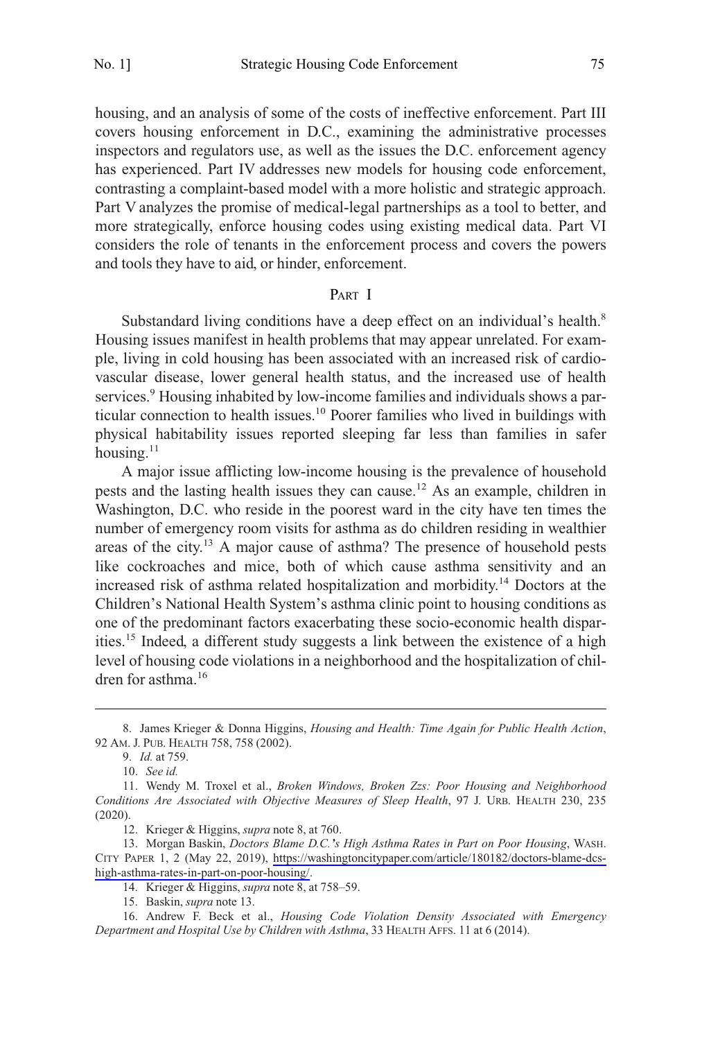housing, and an analysis of some of the costs of ineffective enforcement. Part III covers housing enforcement in D.C., examining the administrative processes inspectors and regulators use, as well as the issues the D.C. enforcement agency has experienced. Part IV addresses new models for housing code enforcement, contrasting a complaint-based model with a more holistic and strategic approach. Part V analyzes the promise of medical-legal partnerships as a tool to better, and more strategically, enforce housing codes using existing medical data. Part VI considers the role of tenants in the enforcement process and covers the powers and tools they have to aid, or hinder, enforcement.

## PART I

Substandard living conditions have a deep effect on an individual's health.[8] Housing issues manifest in health problems that may appear unrelated. For example, living in cold housing has been associated with an increased risk of cardiovascular disease, lower general health status, and the increased use of health services.[9] Housing inhabited by low-income families and individuals shows a particular connection to health issues.[10] Poorer families who lived in buildings with physical habitability issues reported sleeping far less than families in safer housing.[11]

A major issue afflicting low-income housing is the prevalence of household pests and the lasting health issues they can cause.[12] As an example, children in Washington, D.C. who reside in the poorest ward in the city have ten times the number of emergency room visits for asthma as do children residing in wealthier areas of the city.[13] A major cause of asthma? The presence of household pests like cockroaches and mice, both of which cause asthma sensitivity and an increased risk of asthma related hospitalization and morbidity.[14] Doctors at the Children's National Health System's asthma clinic point to housing conditions as one of the predominant factors exacerbating these socio-economic health disparities.[15] Indeed, a different study suggests a link between the existence of a high level of housing code violations in a neighborhood and the hospitalization of children for asthma.[16]

---

8. James Krieger & Donna Higgins, *Housing and Health: Time Again for Public Health Action*, 92 AM. J. PUB. HEALTH 758, 758 (2002).

9. *Id.* at 759.

10. *See id.*

11. Wendy M. Troxel et al., *Broken Windows, Broken Zzs: Poor Housing and Neighborhood Conditions Are Associated with Objective Measures of Sleep Health*, 97 J. URB. HEALTH 230, 235 (2020).

12. Krieger & Higgins, *supra* note 8, at 760.

13. Morgan Baskin, *Doctors Blame D.C.'s High Asthma Rates in Part on Poor Housing*, WASH. CITY PAPER 1, 2 (May 22, 2019), https://washingtoncitypaper.com/article/180182/doctors-blame-dcs-high-asthma-rates-in-part-on-poor-housing/.

14. Krieger & Higgins, *supra* note 8, at 758–59.

15. Baskin, *supra* note 13.

16. Andrew F. Beck et al., *Housing Code Violation Density Associated with Emergency Department and Hospital Use by Children with Asthma*, 33 HEALTH AFFS. 11 at 6 (2014).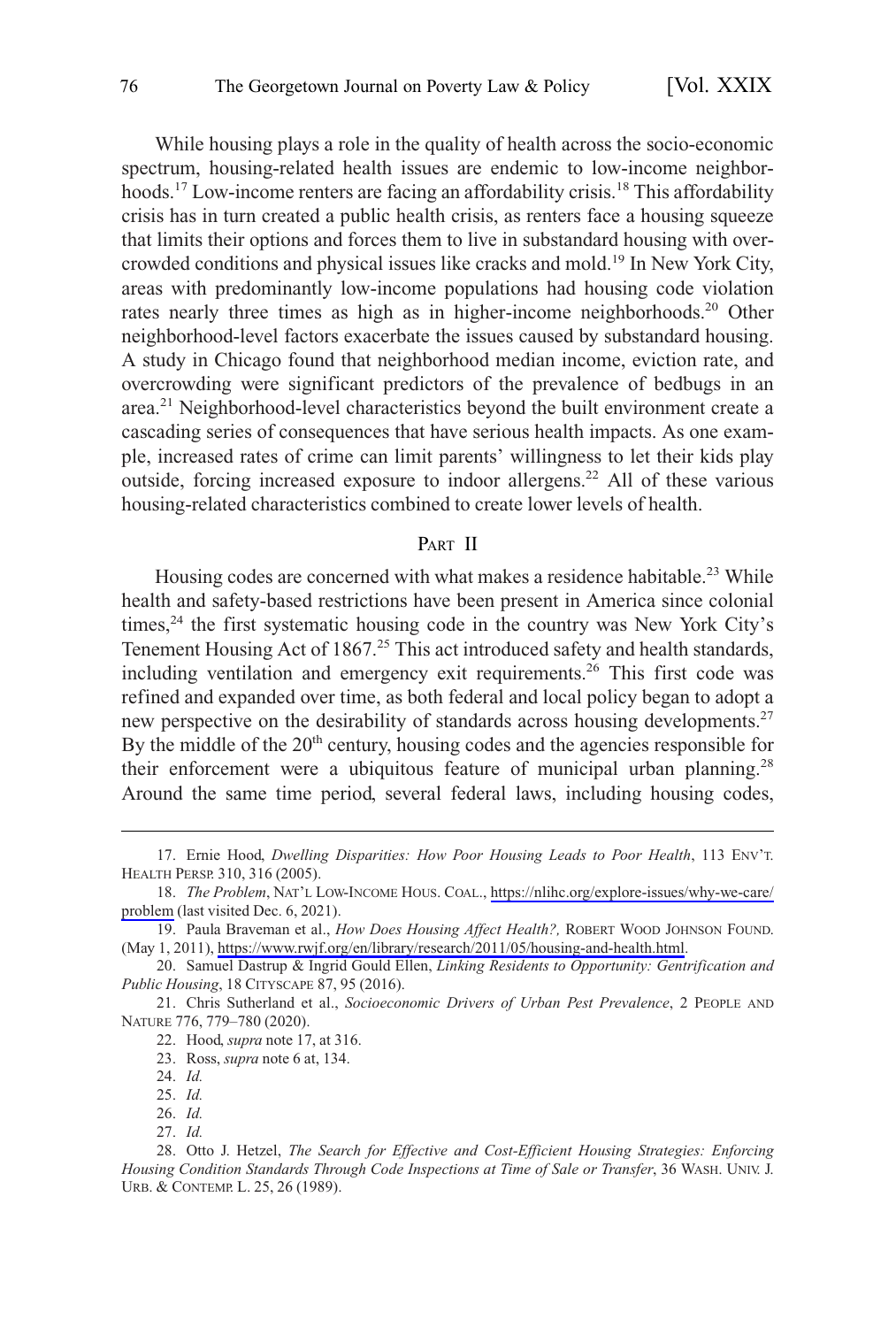While housing plays a role in the quality of health across the socio-economic spectrum, housing-related health issues are endemic to low-income neighborhoods.[17] Low-income renters are facing an affordability crisis.[18] This affordability crisis has in turn created a public health crisis, as renters face a housing squeeze that limits their options and forces them to live in substandard housing with overcrowded conditions and physical issues like cracks and mold.[19] In New York City, areas with predominantly low-income populations had housing code violation rates nearly three times as high as in higher-income neighborhoods.[20] Other neighborhood-level factors exacerbate the issues caused by substandard housing. A study in Chicago found that neighborhood median income, eviction rate, and overcrowding were significant predictors of the prevalence of bedbugs in an area.[21] Neighborhood-level characteristics beyond the built environment create a cascading series of consequences that have serious health impacts. As one example, increased rates of crime can limit parents' willingness to let their kids play outside, forcing increased exposure to indoor allergens.[22] All of these various housing-related characteristics combined to create lower levels of health.

## PART II

Housing codes are concerned with what makes a residence habitable.[23] While health and safety-based restrictions have been present in America since colonial times,[24] the first systematic housing code in the country was New York City's Tenement Housing Act of 1867.[25] This act introduced safety and health standards, including ventilation and emergency exit requirements.[26] This first code was refined and expanded over time, as both federal and local policy began to adopt a new perspective on the desirability of standards across housing developments.[27] By the middle of the 20th century, housing codes and the agencies responsible for their enforcement were a ubiquitous feature of municipal urban planning.[28] Around the same time period, several federal laws, including housing codes,

---

17. Ernie Hood, *Dwelling Disparities: How Poor Housing Leads to Poor Health*, 113 ENV'T. HEALTH PERSP. 310, 316 (2005).

18. *The Problem*, NAT'L LOW-INCOME HOUS. COAL., https://nlihc.org/explore-issues/why-we-care/problem (last visited Dec. 6, 2021).

19. Paula Braveman et al., *How Does Housing Affect Health?,* ROBERT WOOD JOHNSON FOUND. (May 1, 2011), https://www.rwjf.org/en/library/research/2011/05/housing-and-health.html.

20. Samuel Dastrup & Ingrid Gould Ellen, *Linking Residents to Opportunity: Gentrification and Public Housing*, 18 CITYSCAPE 87, 95 (2016).

21. Chris Sutherland et al., *Socioeconomic Drivers of Urban Pest Prevalence*, 2 PEOPLE AND NATURE 776, 779–780 (2020).

22. Hood, *supra* note 17, at 316.

23. Ross, *supra* note 6 at, 134.

24. *Id.*

25. *Id.*

26. *Id.*

27. *Id.*

28. Otto J. Hetzel, *The Search for Effective and Cost-Efficient Housing Strategies: Enforcing Housing Condition Standards Through Code Inspections at Time of Sale or Transfer*, 36 WASH. UNIV. J. URB. & CONTEMP. L. 25, 26 (1989).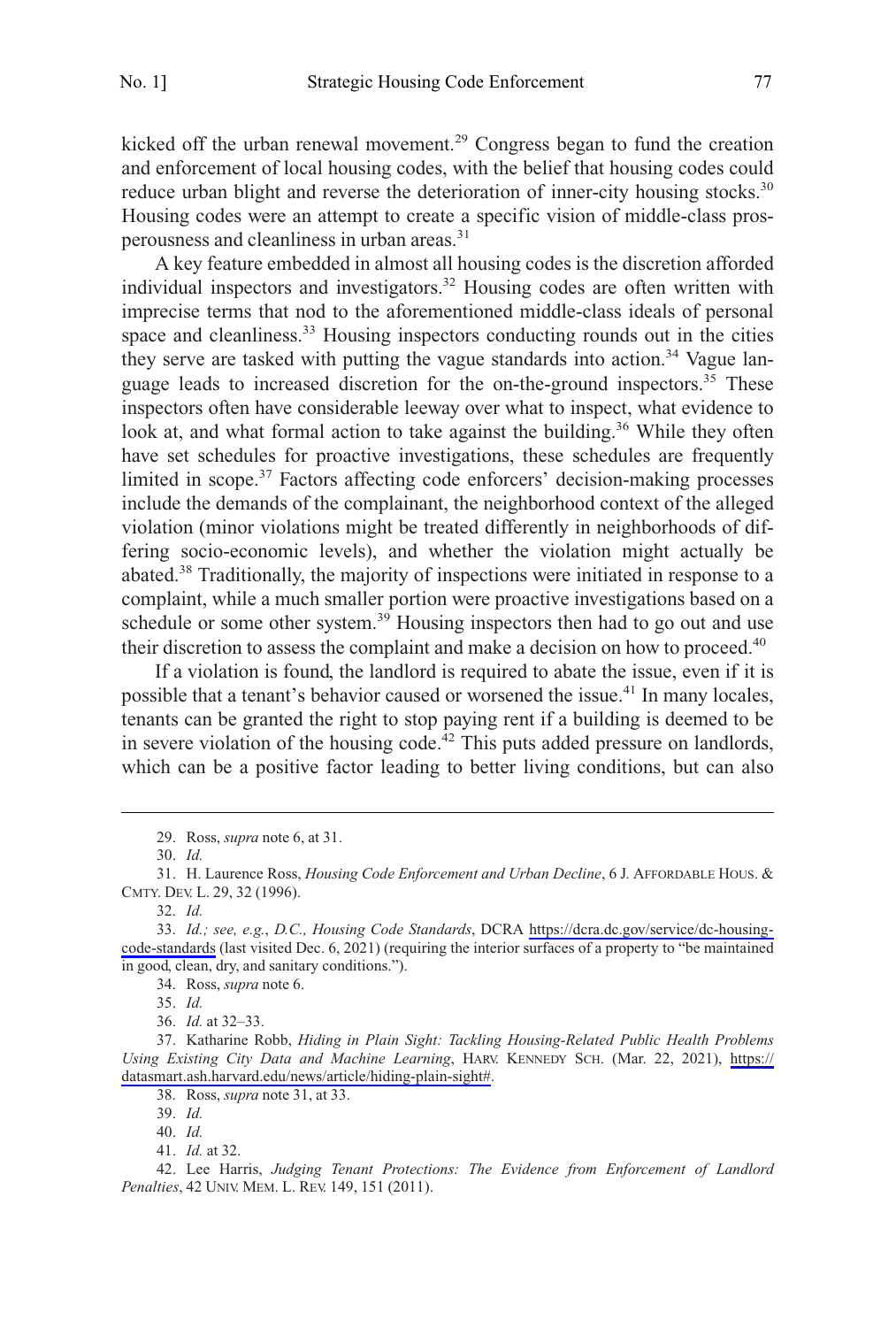kicked off the urban renewal movement.[29] Congress began to fund the creation and enforcement of local housing codes, with the belief that housing codes could reduce urban blight and reverse the deterioration of inner-city housing stocks.[30] Housing codes were an attempt to create a specific vision of middle-class prosperousness and cleanliness in urban areas.[31]

A key feature embedded in almost all housing codes is the discretion afforded individual inspectors and investigators.[32] Housing codes are often written with imprecise terms that nod to the aforementioned middle-class ideals of personal space and cleanliness.[33] Housing inspectors conducting rounds out in the cities they serve are tasked with putting the vague standards into action.[34] Vague language leads to increased discretion for the on-the-ground inspectors.[35] These inspectors often have considerable leeway over what to inspect, what evidence to look at, and what formal action to take against the building.[36] While they often have set schedules for proactive investigations, these schedules are frequently limited in scope.[37] Factors affecting code enforcers' decision-making processes include the demands of the complainant, the neighborhood context of the alleged violation (minor violations might be treated differently in neighborhoods of differing socio-economic levels), and whether the violation might actually be abated.[38] Traditionally, the majority of inspections were initiated in response to a complaint, while a much smaller portion were proactive investigations based on a schedule or some other system.[39] Housing inspectors then had to go out and use their discretion to assess the complaint and make a decision on how to proceed.[40]

If a violation is found, the landlord is required to abate the issue, even if it is possible that a tenant's behavior caused or worsened the issue.[41] In many locales, tenants can be granted the right to stop paying rent if a building is deemed to be in severe violation of the housing code.[42] This puts added pressure on landlords, which can be a positive factor leading to better living conditions, but can also

29. Ross, *supra* note 6, at 31.

30. *Id.*

31. H. Laurence Ross, *Housing Code Enforcement and Urban Decline*, 6 J. AFFORDABLE HOUS. & CMTY. DEV. L. 29, 32 (1996).

32. *Id.*

33. *Id.; see, e.g.*, *D.C., Housing Code Standards*, DCRA https://dcra.dc.gov/service/dc-housing-code-standards (last visited Dec. 6, 2021) (requiring the interior surfaces of a property to "be maintained in good, clean, dry, and sanitary conditions.").

34. Ross, *supra* note 6.

35. *Id.*

36. *Id.* at 32–33.

37. Katharine Robb, *Hiding in Plain Sight: Tackling Housing-Related Public Health Problems Using Existing City Data and Machine Learning*, HARV. KENNEDY SCH. (Mar. 22, 2021), https://datasmart.ash.harvard.edu/news/article/hiding-plain-sight#.

38. Ross, *supra* note 31, at 33.

39. *Id.*

40. *Id.*

41. *Id.* at 32.

42. Lee Harris, *Judging Tenant Protections: The Evidence from Enforcement of Landlord Penalties*, 42 UNIV. MEM. L. REV. 149, 151 (2011).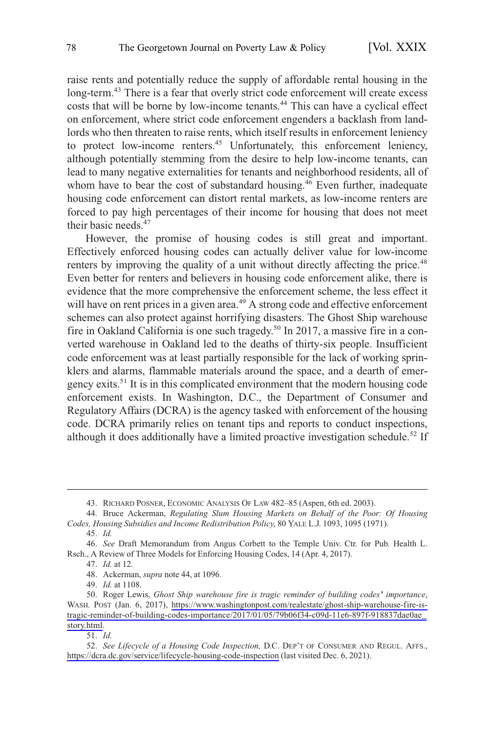raise rents and potentially reduce the supply of affordable rental housing in the long-term.[43] There is a fear that overly strict code enforcement will create excess costs that will be borne by low-income tenants.[44] This can have a cyclical effect on enforcement, where strict code enforcement engenders a backlash from landlords who then threaten to raise rents, which itself results in enforcement leniency to protect low-income renters.[45] Unfortunately, this enforcement leniency, although potentially stemming from the desire to help low-income tenants, can lead to many negative externalities for tenants and neighborhood residents, all of whom have to bear the cost of substandard housing.[46] Even further, inadequate housing code enforcement can distort rental markets, as low-income renters are forced to pay high percentages of their income for housing that does not meet their basic needs.[47]

However, the promise of housing codes is still great and important. Effectively enforced housing codes can actually deliver value for low-income renters by improving the quality of a unit without directly affecting the price.[48] Even better for renters and believers in housing code enforcement alike, there is evidence that the more comprehensive the enforcement scheme, the less effect it will have on rent prices in a given area.[49] A strong code and effective enforcement schemes can also protect against horrifying disasters. The Ghost Ship warehouse fire in Oakland California is one such tragedy.[50] In 2017, a massive fire in a converted warehouse in Oakland led to the deaths of thirty-six people. Insufficient code enforcement was at least partially responsible for the lack of working sprinklers and alarms, flammable materials around the space, and a dearth of emergency exits.[51] It is in this complicated environment that the modern housing code enforcement exists. In Washington, D.C., the Department of Consumer and Regulatory Affairs (DCRA) is the agency tasked with enforcement of the housing code. DCRA primarily relies on tenant tips and reports to conduct inspections, although it does additionally have a limited proactive investigation schedule.[52] If

---

43. RICHARD POSNER, ECONOMIC ANALYSIS OF LAW 482–85 (Aspen, 6th ed. 2003).

44. Bruce Ackerman, *Regulating Slum Housing Markets on Behalf of the Poor: Of Housing Codes, Housing Subsidies and Income Redistribution Policy*, 80 YALE L.J. 1093, 1095 (1971).

45. *Id.*

46. *See* Draft Memorandum from Angus Corbett to the Temple Univ. Ctr. for Pub. Health L. Rsch., A Review of Three Models for Enforcing Housing Codes, 14 (Apr. 4, 2017).

47. *Id.* at 12.

48. Ackerman, *supra* note 44, at 1096.

49. *Id.* at 1108.

50. Roger Lewis, *Ghost Ship warehouse fire is tragic reminder of building codes' importance*, WASH. POST (Jan. 6, 2017), https://www.washingtonpost.com/realestate/ghost-ship-warehouse-fire-is-tragic-reminder-of-building-codes-importance/2017/01/05/79b06f34-c09d-11e6-897f-918837dae0ae_story.html.

51. *Id.*

52. *See Lifecycle of a Housing Code Inspection,* D.C. DEP'T OF CONSUMER AND REGUL. AFFS., https://dcra.dc.gov/service/lifecycle-housing-code-inspection (last visited Dec. 6, 2021).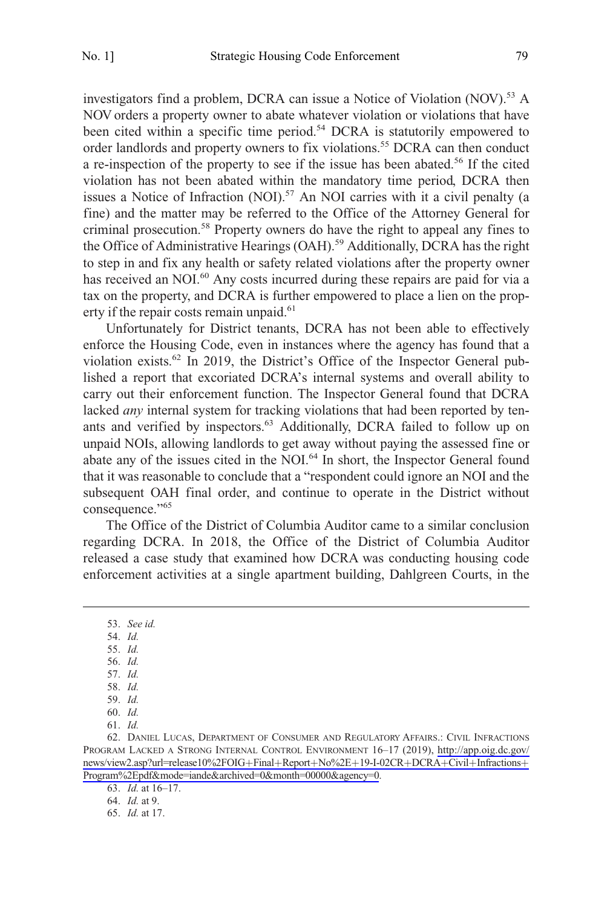investigators find a problem, DCRA can issue a Notice of Violation (NOV).[53] A NOV orders a property owner to abate whatever violation or violations that have been cited within a specific time period.[54] DCRA is statutorily empowered to order landlords and property owners to fix violations.[55] DCRA can then conduct a re-inspection of the property to see if the issue has been abated.[56] If the cited violation has not been abated within the mandatory time period, DCRA then issues a Notice of Infraction (NOI).[57] An NOI carries with it a civil penalty (a fine) and the matter may be referred to the Office of the Attorney General for criminal prosecution.[58] Property owners do have the right to appeal any fines to the Office of Administrative Hearings (OAH).[59] Additionally, DCRA has the right to step in and fix any health or safety related violations after the property owner has received an NOI.[60] Any costs incurred during these repairs are paid for via a tax on the property, and DCRA is further empowered to place a lien on the property if the repair costs remain unpaid.[61]

Unfortunately for District tenants, DCRA has not been able to effectively enforce the Housing Code, even in instances where the agency has found that a violation exists.[62] In 2019, the District's Office of the Inspector General published a report that excoriated DCRA's internal systems and overall ability to carry out their enforcement function. The Inspector General found that DCRA lacked *any* internal system for tracking violations that had been reported by tenants and verified by inspectors.[63] Additionally, DCRA failed to follow up on unpaid NOIs, allowing landlords to get away without paying the assessed fine or abate any of the issues cited in the NOI.[64] In short, the Inspector General found that it was reasonable to conclude that a "respondent could ignore an NOI and the subsequent OAH final order, and continue to operate in the District without consequence."[65]

The Office of the District of Columbia Auditor came to a similar conclusion regarding DCRA. In 2018, the Office of the District of Columbia Auditor released a case study that examined how DCRA was conducting housing code enforcement activities at a single apartment building, Dahlgreen Courts, in the

---

53. *See id.*

54. *Id.*

55. *Id.*

56. *Id.*

57. *Id.*

58. *Id.*

59. *Id.*

60. *Id.*

61. *Id.*

62. DANIEL LUCAS, DEPARTMENT OF CONSUMER AND REGULATORY AFFAIRS.: CIVIL INFRACTIONS PROGRAM LACKED A STRONG INTERNAL CONTROL ENVIRONMENT 16–17 (2019), http://app.oig.dc.gov/news/view2.asp?url=release10%2FOIG+Final+Report+No%2E+19-I-02CR+DCRA+Civil+Infractions+Program%2Epdf&mode=iande&archived=0&month=00000&agency=0.

63. *Id.* at 16–17.

64. *Id.* at 9.

65. *Id.* at 17.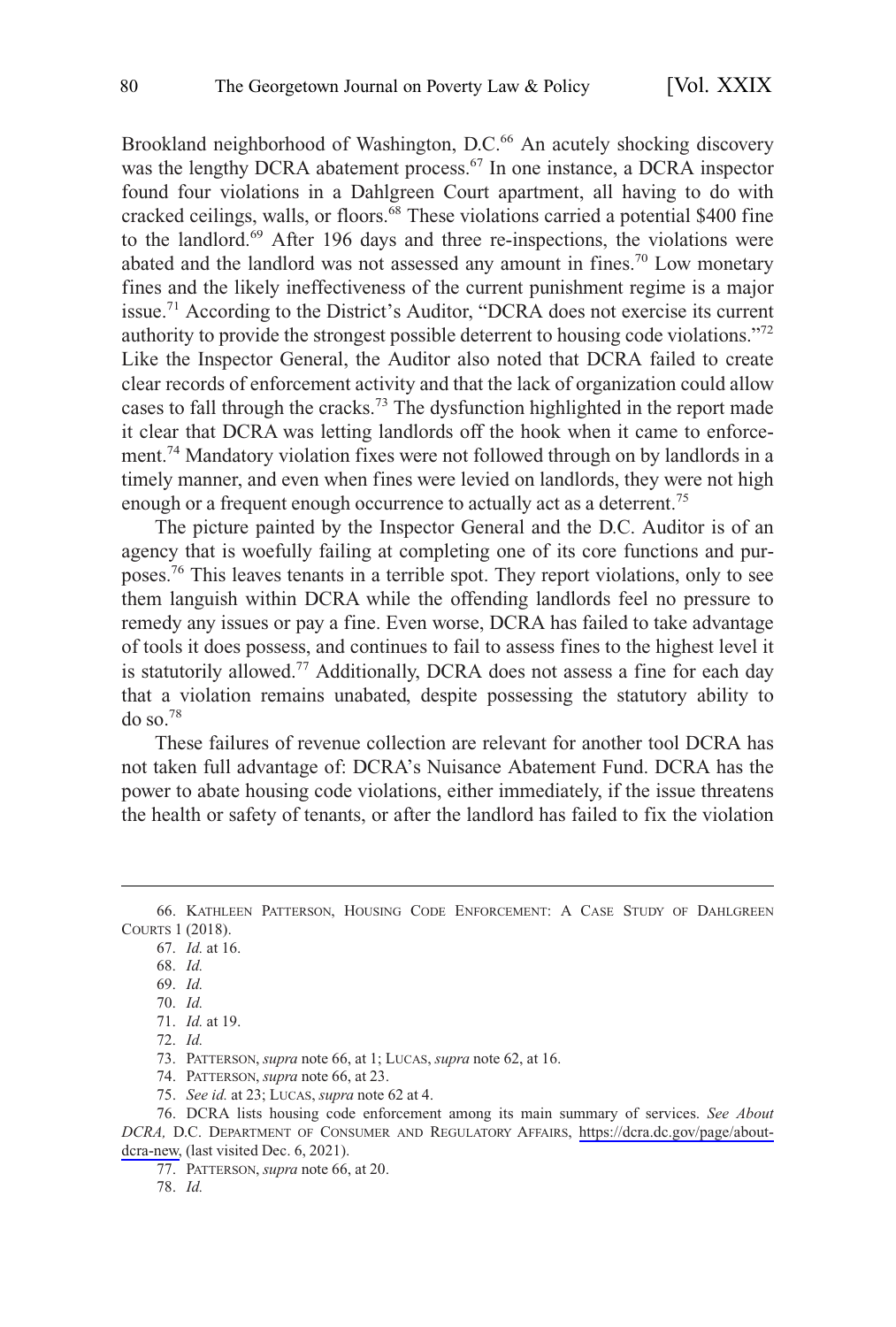Brookland neighborhood of Washington, D.C.[66] An acutely shocking discovery was the lengthy DCRA abatement process.[67] In one instance, a DCRA inspector found four violations in a Dahlgreen Court apartment, all having to do with cracked ceilings, walls, or floors.[68] These violations carried a potential $400 fine to the landlord.[69] After 196 days and three re-inspections, the violations were abated and the landlord was not assessed any amount in fines.[70] Low monetary fines and the likely ineffectiveness of the current punishment regime is a major issue.[71] According to the District's Auditor, "DCRA does not exercise its current authority to provide the strongest possible deterrent to housing code violations."[72] Like the Inspector General, the Auditor also noted that DCRA failed to create clear records of enforcement activity and that the lack of organization could allow cases to fall through the cracks.[73] The dysfunction highlighted in the report made it clear that DCRA was letting landlords off the hook when it came to enforcement.[74] Mandatory violation fixes were not followed through on by landlords in a timely manner, and even when fines were levied on landlords, they were not high enough or a frequent enough occurrence to actually act as a deterrent.[75]

The picture painted by the Inspector General and the D.C. Auditor is of an agency that is woefully failing at completing one of its core functions and purposes.[76] This leaves tenants in a terrible spot. They report violations, only to see them languish within DCRA while the offending landlords feel no pressure to remedy any issues or pay a fine. Even worse, DCRA has failed to take advantage of tools it does possess, and continues to fail to assess fines to the highest level it is statutorily allowed.[77] Additionally, DCRA does not assess a fine for each day that a violation remains unabated, despite possessing the statutory ability to do so.[78]

These failures of revenue collection are relevant for another tool DCRA has not taken full advantage of: DCRA's Nuisance Abatement Fund. DCRA has the power to abate housing code violations, either immediately, if the issue threatens the health or safety of tenants, or after the landlord has failed to fix the violation

---

66. KATHLEEN PATTERSON, HOUSING CODE ENFORCEMENT: A CASE STUDY OF DAHLGREEN COURTS 1 (2018).

67. *Id.* at 16.

68. *Id.*

69. *Id.*

70. *Id.*

71. *Id.* at 19.

72. *Id.*

73. PATTERSON, *supra* note 66, at 1; LUCAS, *supra* note 62, at 16.

74. PATTERSON, *supra* note 66, at 23.

75. *See id.* at 23; LUCAS, *supra* note 62 at 4.

76. DCRA lists housing code enforcement among its main summary of services. *See About DCRA,* D.C. DEPARTMENT OF CONSUMER AND REGULATORY AFFAIRS, https://dcra.dc.gov/page/about-dcra-new, (last visited Dec. 6, 2021).

77. PATTERSON, *supra* note 66, at 20.

78. *Id.*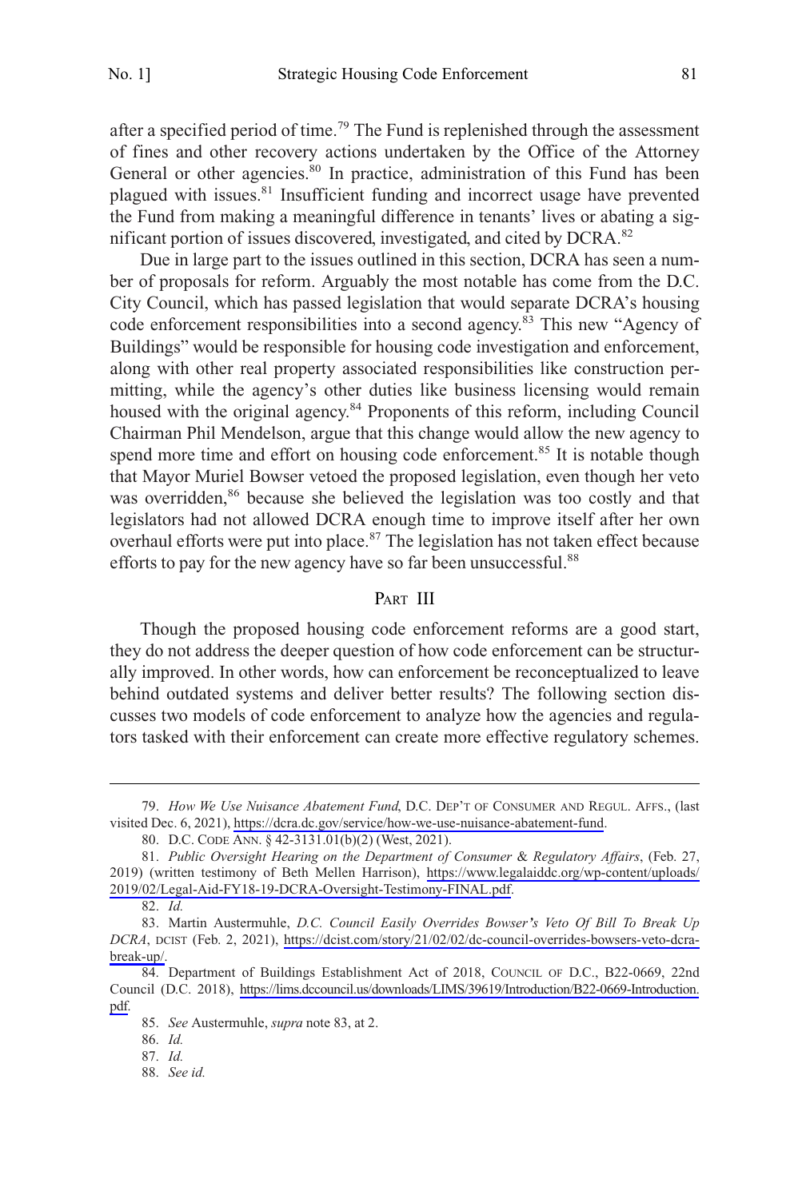after a specified period of time.[79] The Fund is replenished through the assessment of fines and other recovery actions undertaken by the Office of the Attorney General or other agencies.[80] In practice, administration of this Fund has been plagued with issues.[81] Insufficient funding and incorrect usage have prevented the Fund from making a meaningful difference in tenants' lives or abating a significant portion of issues discovered, investigated, and cited by DCRA.[82]

Due in large part to the issues outlined in this section, DCRA has seen a number of proposals for reform. Arguably the most notable has come from the D.C. City Council, which has passed legislation that would separate DCRA's housing code enforcement responsibilities into a second agency.[83] This new "Agency of Buildings" would be responsible for housing code investigation and enforcement, along with other real property associated responsibilities like construction permitting, while the agency's other duties like business licensing would remain housed with the original agency.[84] Proponents of this reform, including Council Chairman Phil Mendelson, argue that this change would allow the new agency to spend more time and effort on housing code enforcement.[85] It is notable though that Mayor Muriel Bowser vetoed the proposed legislation, even though her veto was overridden,[86] because she believed the legislation was too costly and that legislators had not allowed DCRA enough time to improve itself after her own overhaul efforts were put into place.[87] The legislation has not taken effect because efforts to pay for the new agency have so far been unsuccessful.[88]

## PART III

Though the proposed housing code enforcement reforms are a good start, they do not address the deeper question of how code enforcement can be structurally improved. In other words, how can enforcement be reconceptualized to leave behind outdated systems and deliver better results? The following section discusses two models of code enforcement to analyze how the agencies and regulators tasked with their enforcement can create more effective regulatory schemes.

---

79. *How We Use Nuisance Abatement Fund*, D.C. DEP'T OF CONSUMER AND REGUL. AFFS., (last visited Dec. 6, 2021), https://dcra.dc.gov/service/how-we-use-nuisance-abatement-fund.

80. D.C. CODE ANN. § 42-3131.01(b)(2) (West, 2021).

81. *Public Oversight Hearing on the Department of Consumer & Regulatory Affairs*, (Feb. 27, 2019) (written testimony of Beth Mellen Harrison), https://www.legalaiddc.org/wp-content/uploads/2019/02/Legal-Aid-FY18-19-DCRA-Oversight-Testimony-FINAL.pdf.

82. *Id.*

83. Martin Austermuhle, *D.C. Council Easily Overrides Bowser's Veto Of Bill To Break Up DCRA*, DCIST (Feb. 2, 2021), https://dcist.com/story/21/02/02/dc-council-overrides-bowsers-veto-dcra-break-up/.

84. Department of Buildings Establishment Act of 2018, COUNCIL OF D.C., B22-0669, 22nd Council (D.C. 2018), https://lims.dccouncil.us/downloads/LIMS/39619/Introduction/B22-0669-Introduction.pdf.

85. *See* Austermuhle, *supra* note 83, at 2.

86. *Id.*

87. *Id.*

88. *See id.*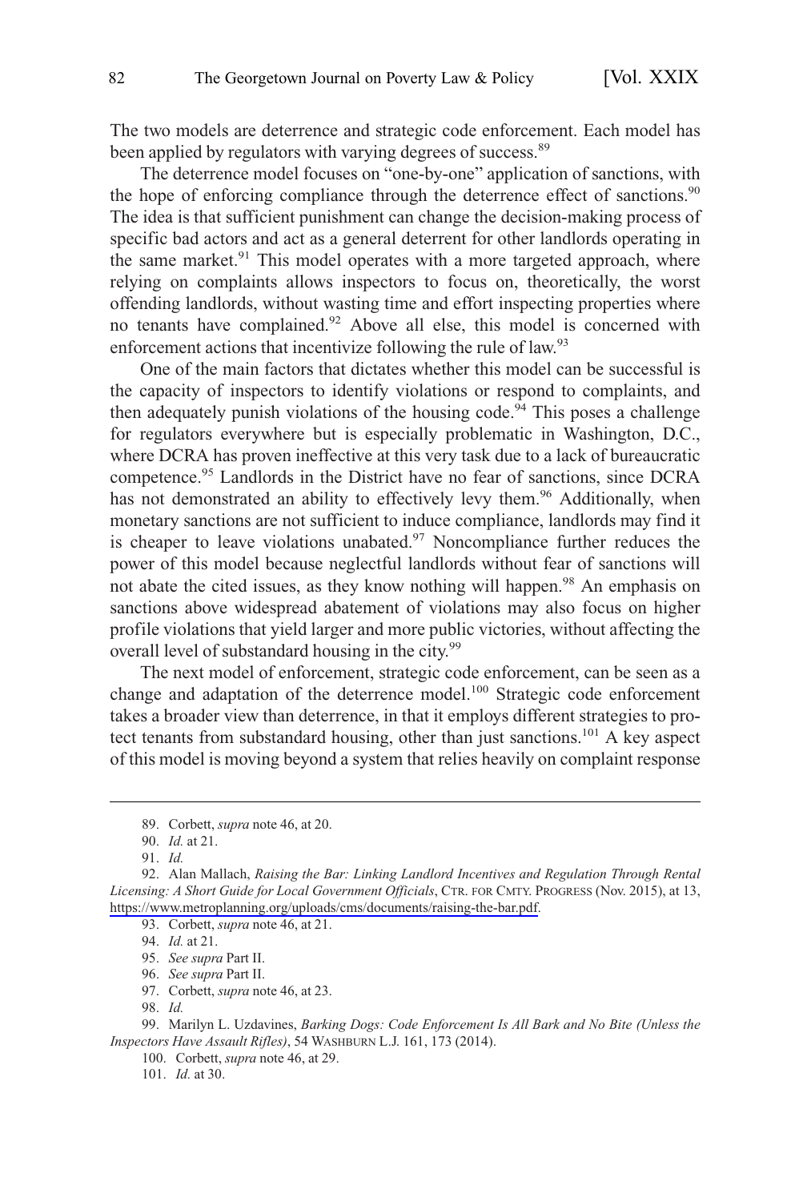The two models are deterrence and strategic code enforcement. Each model has been applied by regulators with varying degrees of success.[89]

The deterrence model focuses on "one-by-one" application of sanctions, with the hope of enforcing compliance through the deterrence effect of sanctions.[90] The idea is that sufficient punishment can change the decision-making process of specific bad actors and act as a general deterrent for other landlords operating in the same market.[91] This model operates with a more targeted approach, where relying on complaints allows inspectors to focus on, theoretically, the worst offending landlords, without wasting time and effort inspecting properties where no tenants have complained.[92] Above all else, this model is concerned with enforcement actions that incentivize following the rule of law.[93]

One of the main factors that dictates whether this model can be successful is the capacity of inspectors to identify violations or respond to complaints, and then adequately punish violations of the housing code.[94] This poses a challenge for regulators everywhere but is especially problematic in Washington, D.C., where DCRA has proven ineffective at this very task due to a lack of bureaucratic competence.[95] Landlords in the District have no fear of sanctions, since DCRA has not demonstrated an ability to effectively levy them.[96] Additionally, when monetary sanctions are not sufficient to induce compliance, landlords may find it is cheaper to leave violations unabated.[97] Noncompliance further reduces the power of this model because neglectful landlords without fear of sanctions will not abate the cited issues, as they know nothing will happen.[98] An emphasis on sanctions above widespread abatement of violations may also focus on higher profile violations that yield larger and more public victories, without affecting the overall level of substandard housing in the city.[99]

The next model of enforcement, strategic code enforcement, can be seen as a change and adaptation of the deterrence model.[100] Strategic code enforcement takes a broader view than deterrence, in that it employs different strategies to protect tenants from substandard housing, other than just sanctions.[101] A key aspect of this model is moving beyond a system that relies heavily on complaint response

---

89. Corbett, *supra* note 46, at 20.

90. *Id.* at 21.

91. *Id.*

92. Alan Mallach, *Raising the Bar: Linking Landlord Incentives and Regulation Through Rental Licensing: A Short Guide for Local Government Officials*, CTR. FOR CMTY. PROGRESS (Nov. 2015), at 13, https://www.metroplanning.org/uploads/cms/documents/raising-the-bar.pdf.

93. Corbett, *supra* note 46, at 21.

94. *Id.* at 21.

95. *See supra* Part II.

96. *See supra* Part II.

97. Corbett, *supra* note 46, at 23.

98. *Id.*

99. Marilyn L. Uzdavines, *Barking Dogs: Code Enforcement Is All Bark and No Bite (Unless the Inspectors Have Assault Rifles)*, 54 WASHBURN L.J. 161, 173 (2014).

100. Corbett, *supra* note 46, at 29.

101. *Id.* at 30.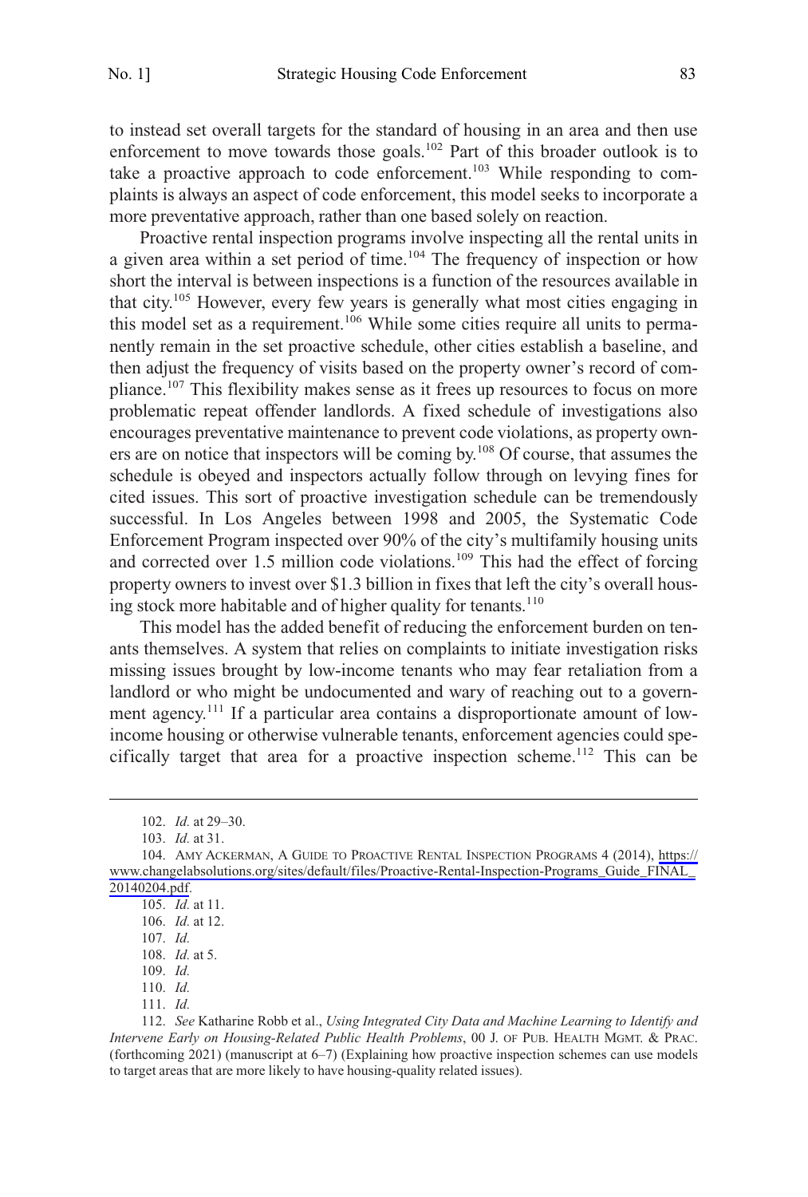to instead set overall targets for the standard of housing in an area and then use enforcement to move towards those goals.[102] Part of this broader outlook is to take a proactive approach to code enforcement.[103] While responding to complaints is always an aspect of code enforcement, this model seeks to incorporate a more preventative approach, rather than one based solely on reaction.

Proactive rental inspection programs involve inspecting all the rental units in a given area within a set period of time.[104] The frequency of inspection or how short the interval is between inspections is a function of the resources available in that city.[105] However, every few years is generally what most cities engaging in this model set as a requirement.[106] While some cities require all units to permanently remain in the set proactive schedule, other cities establish a baseline, and then adjust the frequency of visits based on the property owner's record of compliance.[107] This flexibility makes sense as it frees up resources to focus on more problematic repeat offender landlords. A fixed schedule of investigations also encourages preventative maintenance to prevent code violations, as property owners are on notice that inspectors will be coming by.[108] Of course, that assumes the schedule is obeyed and inspectors actually follow through on levying fines for cited issues. This sort of proactive investigation schedule can be tremendously successful. In Los Angeles between 1998 and 2005, the Systematic Code Enforcement Program inspected over 90% of the city's multifamily housing units and corrected over 1.5 million code violations.[109] This had the effect of forcing property owners to invest over $1.3 billion in fixes that left the city's overall housing stock more habitable and of higher quality for tenants.[110]

This model has the added benefit of reducing the enforcement burden on tenants themselves. A system that relies on complaints to initiate investigation risks missing issues brought by low-income tenants who may fear retaliation from a landlord or who might be undocumented and wary of reaching out to a government agency.[111] If a particular area contains a disproportionate amount of low-income housing or otherwise vulnerable tenants, enforcement agencies could specifically target that area for a proactive inspection scheme.[112] This can be

---

102. *Id.* at 29–30.

103. *Id.* at 31.

104. AMY ACKERMAN, A GUIDE TO PROACTIVE RENTAL INSPECTION PROGRAMS 4 (2014), https://www.changelabsolutions.org/sites/default/files/Proactive-Rental-Inspection-Programs_Guide_FINAL_20140204.pdf.

105. *Id.* at 11.

106. *Id.* at 12.

107. *Id.*

108. *Id.* at 5.

109. *Id.*

110. *Id.*

111. *Id.*

112. *See* Katharine Robb et al., *Using Integrated City Data and Machine Learning to Identify and Intervene Early on Housing-Related Public Health Problems*, 00 J. OF PUB. HEALTH MGMT. & PRAC. (forthcoming 2021) (manuscript at 6–7) (Explaining how proactive inspection schemes can use models to target areas that are more likely to have housing-quality related issues).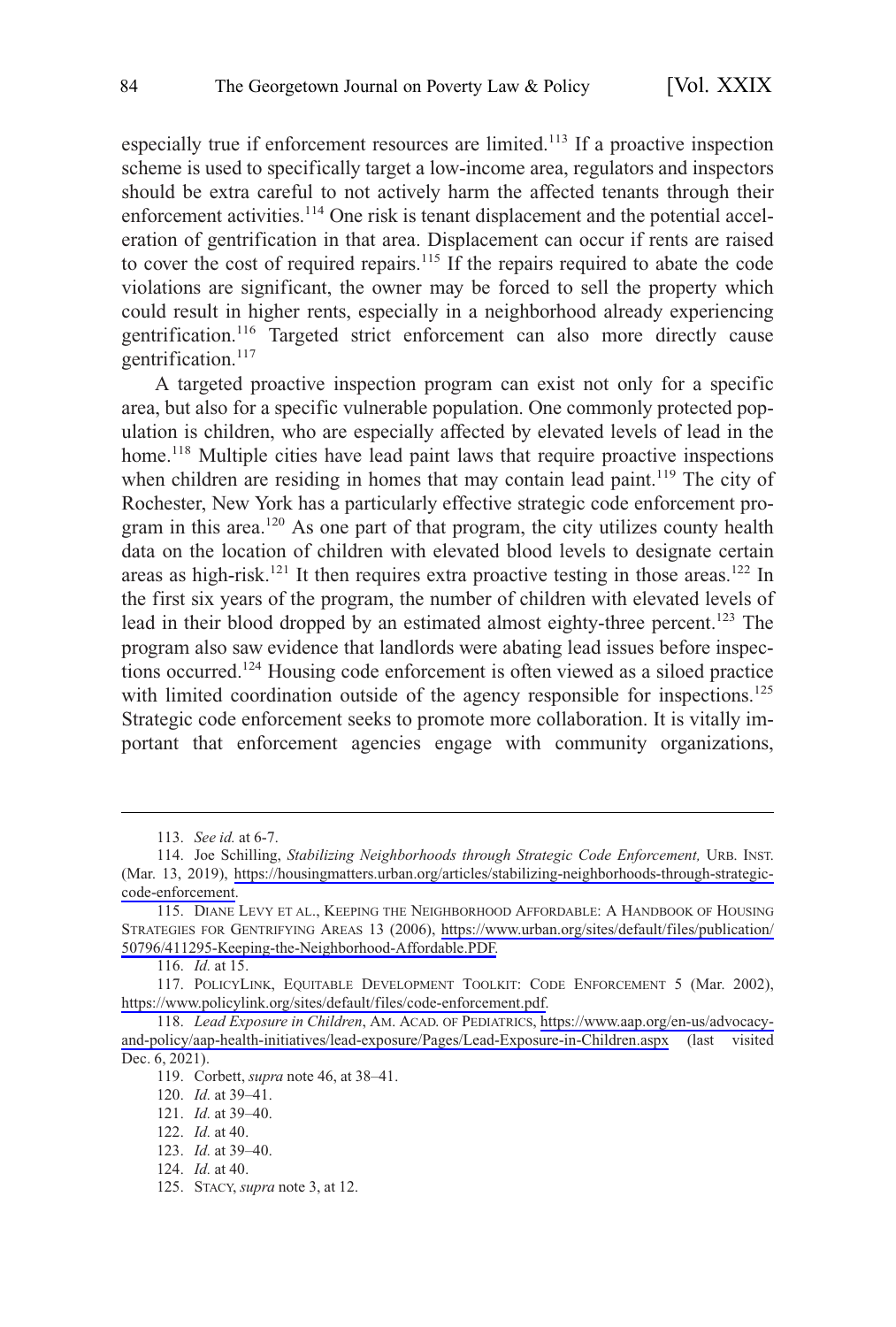especially true if enforcement resources are limited.[113] If a proactive inspection scheme is used to specifically target a low-income area, regulators and inspectors should be extra careful to not actively harm the affected tenants through their enforcement activities.[114] One risk is tenant displacement and the potential acceleration of gentrification in that area. Displacement can occur if rents are raised to cover the cost of required repairs.[115] If the repairs required to abate the code violations are significant, the owner may be forced to sell the property which could result in higher rents, especially in a neighborhood already experiencing gentrification.[116] Targeted strict enforcement can also more directly cause gentrification.[117]

A targeted proactive inspection program can exist not only for a specific area, but also for a specific vulnerable population. One commonly protected population is children, who are especially affected by elevated levels of lead in the home.[118] Multiple cities have lead paint laws that require proactive inspections when children are residing in homes that may contain lead paint.[119] The city of Rochester, New York has a particularly effective strategic code enforcement program in this area.[120] As one part of that program, the city utilizes county health data on the location of children with elevated blood levels to designate certain areas as high-risk.[121] It then requires extra proactive testing in those areas.[122] In the first six years of the program, the number of children with elevated levels of lead in their blood dropped by an estimated almost eighty-three percent.[123] The program also saw evidence that landlords were abating lead issues before inspections occurred.[124] Housing code enforcement is often viewed as a siloed practice with limited coordination outside of the agency responsible for inspections.[125] Strategic code enforcement seeks to promote more collaboration. It is vitally important that enforcement agencies engage with community organizations,

---

113. *See id.* at 6-7.

114. Joe Schilling, *Stabilizing Neighborhoods through Strategic Code Enforcement,* URB. INST. (Mar. 13, 2019), https://housingmatters.urban.org/articles/stabilizing-neighborhoods-through-strategic-code-enforcement.

115. DIANE LEVY ET AL., KEEPING THE NEIGHBORHOOD AFFORDABLE: A HANDBOOK OF HOUSING STRATEGIES FOR GENTRIFYING AREAS 13 (2006), https://www.urban.org/sites/default/files/publication/50796/411295-Keeping-the-Neighborhood-Affordable.PDF.

116. *Id.* at 15.

117. POLICYLINK, EQUITABLE DEVELOPMENT TOOLKIT: CODE ENFORCEMENT 5 (Mar. 2002), https://www.policylink.org/sites/default/files/code-enforcement.pdf.

118. *Lead Exposure in Children*, AM. ACAD. OF PEDIATRICS, https://www.aap.org/en-us/advocacy-and-policy/aap-health-initiatives/lead-exposure/Pages/Lead-Exposure-in-Children.aspx (last visited Dec. 6, 2021).

119. Corbett, *supra* note 46, at 38–41.

120. *Id.* at 39–41.

121. *Id.* at 39–40.

122. *Id.* at 40.

123. *Id.* at 39–40.

124. *Id.* at 40.

125. STACY, *supra* note 3, at 12.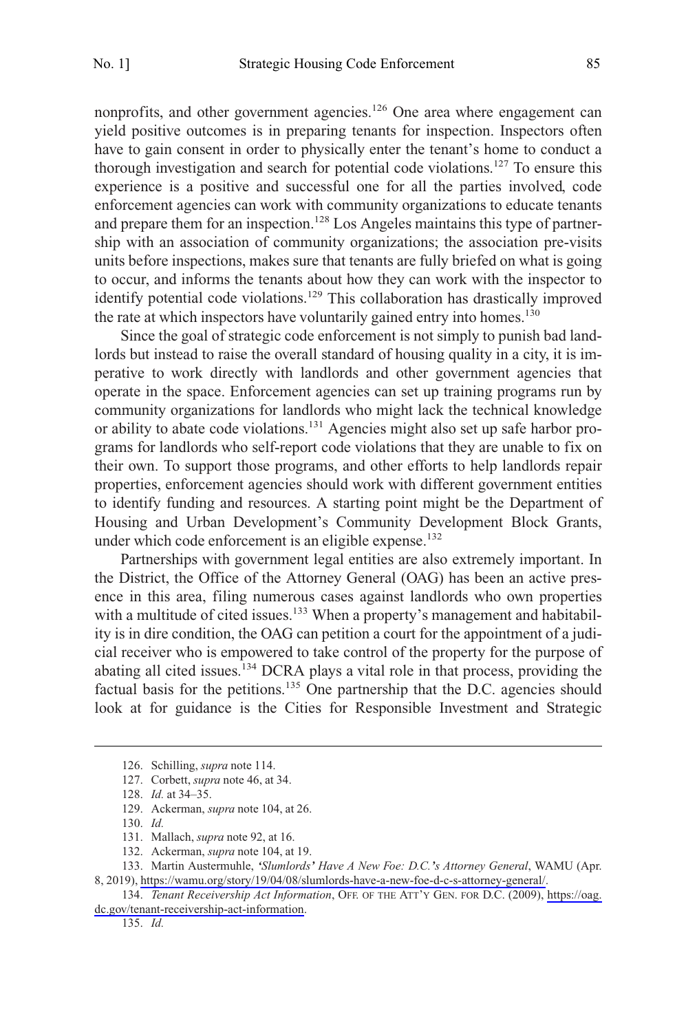nonprofits, and other government agencies.[126] One area where engagement can yield positive outcomes is in preparing tenants for inspection. Inspectors often have to gain consent in order to physically enter the tenant's home to conduct a thorough investigation and search for potential code violations.[127] To ensure this experience is a positive and successful one for all the parties involved, code enforcement agencies can work with community organizations to educate tenants and prepare them for an inspection.[128] Los Angeles maintains this type of partnership with an association of community organizations; the association pre-visits units before inspections, makes sure that tenants are fully briefed on what is going to occur, and informs the tenants about how they can work with the inspector to identify potential code violations.[129] This collaboration has drastically improved the rate at which inspectors have voluntarily gained entry into homes.[130]

Since the goal of strategic code enforcement is not simply to punish bad landlords but instead to raise the overall standard of housing quality in a city, it is imperative to work directly with landlords and other government agencies that operate in the space. Enforcement agencies can set up training programs run by community organizations for landlords who might lack the technical knowledge or ability to abate code violations.[131] Agencies might also set up safe harbor programs for landlords who self-report code violations that they are unable to fix on their own. To support those programs, and other efforts to help landlords repair properties, enforcement agencies should work with different government entities to identify funding and resources. A starting point might be the Department of Housing and Urban Development's Community Development Block Grants, under which code enforcement is an eligible expense.[132]

Partnerships with government legal entities are also extremely important. In the District, the Office of the Attorney General (OAG) has been an active presence in this area, filing numerous cases against landlords who own properties with a multitude of cited issues.[133] When a property's management and habitability is in dire condition, the OAG can petition a court for the appointment of a judicial receiver who is empowered to take control of the property for the purpose of abating all cited issues.[134] DCRA plays a vital role in that process, providing the factual basis for the petitions.[135] One partnership that the D.C. agencies should look at for guidance is the Cities for Responsible Investment and Strategic

---

126. Schilling, *supra* note 114.

127. Corbett, *supra* note 46, at 34.

128. *Id.* at 34–35.

129. Ackerman, *supra* note 104, at 26.

130. *Id.*

131. Mallach, *supra* note 92, at 16.

132. Ackerman, *supra* note 104, at 19.

133. Martin Austermuhle, *'Slumlords' Have A New Foe: D.C.'s Attorney General*, WAMU (Apr. 8, 2019), https://wamu.org/story/19/04/08/slumlords-have-a-new-foe-d-c-s-attorney-general/.

134. *Tenant Receivership Act Information*, OFF. OF THE ATT'Y GEN. FOR D.C. (2009), https://oag.dc.gov/tenant-receivership-act-information.

135. *Id.*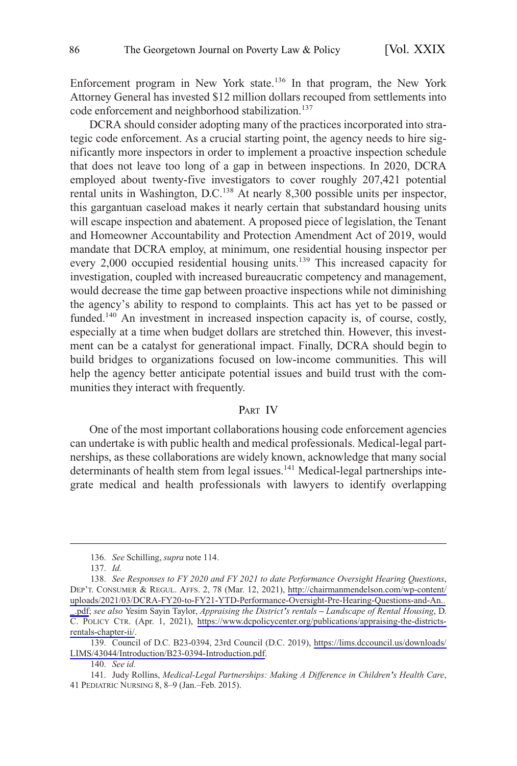Enforcement program in New York state.[136] In that program, the New York Attorney General has invested $12 million dollars recouped from settlements into code enforcement and neighborhood stabilization.[137]

DCRA should consider adopting many of the practices incorporated into strategic code enforcement. As a crucial starting point, the agency needs to hire significantly more inspectors in order to implement a proactive inspection schedule that does not leave too long of a gap in between inspections. In 2020, DCRA employed about twenty-five investigators to cover roughly 207,421 potential rental units in Washington, D.C.[138] At nearly 8,300 possible units per inspector, this gargantuan caseload makes it nearly certain that substandard housing units will escape inspection and abatement. A proposed piece of legislation, the Tenant and Homeowner Accountability and Protection Amendment Act of 2019, would mandate that DCRA employ, at minimum, one residential housing inspector per every 2,000 occupied residential housing units.[139] This increased capacity for investigation, coupled with increased bureaucratic competency and management, would decrease the time gap between proactive inspections while not diminishing the agency's ability to respond to complaints. This act has yet to be passed or funded.[140] An investment in increased inspection capacity is, of course, costly, especially at a time when budget dollars are stretched thin. However, this investment can be a catalyst for generational impact. Finally, DCRA should begin to build bridges to organizations focused on low-income communities. This will help the agency better anticipate potential issues and build trust with the communities they interact with frequently.

## PART IV

One of the most important collaborations housing code enforcement agencies can undertake is with public health and medical professionals. Medical-legal partnerships, as these collaborations are widely known, acknowledge that many social determinants of health stem from legal issues.[141] Medical-legal partnerships integrate medical and health professionals with lawyers to identify overlapping

---

136. *See* Schilling, *supra* note 114.

137. *Id.*

138. *See Responses to FY 2020 and FY 2021 to date Performance Oversight Hearing Questions*, DEP'T. CONSUMER & REGUL. AFFS. 2, 78 (Mar. 12, 2021), http://chairmanmendelson.com/wp-content/uploads/2021/03/DCRA-FY20-to-FY21-YTD-Performance-Oversight-Pre-Hearing-Questions-and-An.._.pdf; *see also* Yesim Sayin Taylor, *Appraising the District's rentals – Landscape of Rental Housing*, D.C. POLICY CTR. (Apr. 1, 2021), https://www.dcpolicycenter.org/publications/appraising-the-districts-rentals-chapter-ii/.

139. Council of D.C. B23-0394, 23rd Council (D.C. 2019), https://lims.dccouncil.us/downloads/LIMS/43044/Introduction/B23-0394-Introduction.pdf.

140. *See id.*

141. Judy Rollins, *Medical-Legal Partnerships: Making A Difference in Children's Health Care*, 41 PEDIATRIC NURSING 8, 8–9 (Jan.–Feb. 2015).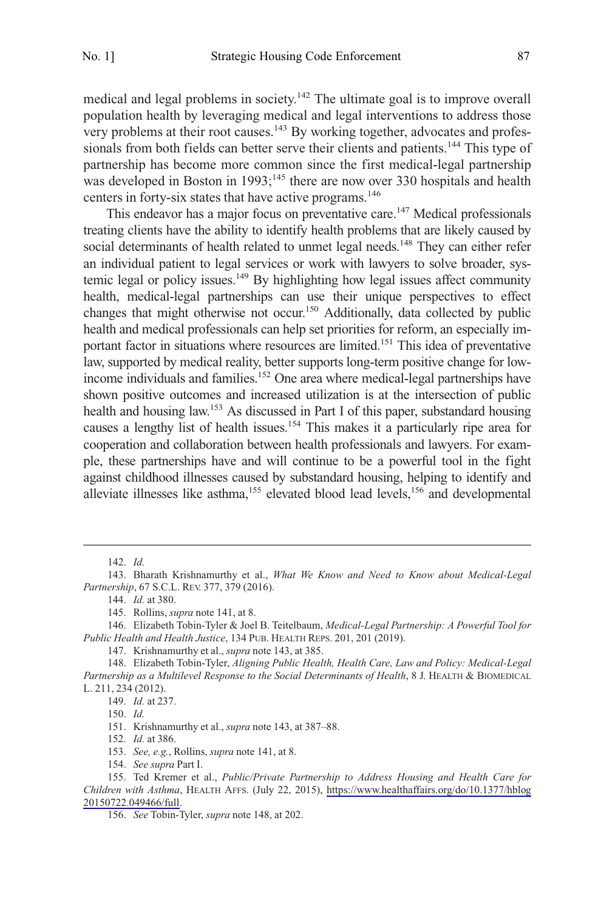medical and legal problems in society.[142] The ultimate goal is to improve overall population health by leveraging medical and legal interventions to address those very problems at their root causes.[143] By working together, advocates and professionals from both fields can better serve their clients and patients.[144] This type of partnership has become more common since the first medical-legal partnership was developed in Boston in 1993;[145] there are now over 330 hospitals and health centers in forty-six states that have active programs.[146]

This endeavor has a major focus on preventative care.[147] Medical professionals treating clients have the ability to identify health problems that are likely caused by social determinants of health related to unmet legal needs.[148] They can either refer an individual patient to legal services or work with lawyers to solve broader, systemic legal or policy issues.[149] By highlighting how legal issues affect community health, medical-legal partnerships can use their unique perspectives to effect changes that might otherwise not occur.[150] Additionally, data collected by public health and medical professionals can help set priorities for reform, an especially important factor in situations where resources are limited.[151] This idea of preventative law, supported by medical reality, better supports long-term positive change for low-income individuals and families.[152] One area where medical-legal partnerships have shown positive outcomes and increased utilization is at the intersection of public health and housing law.[153] As discussed in Part I of this paper, substandard housing causes a lengthy list of health issues.[154] This makes it a particularly ripe area for cooperation and collaboration between health professionals and lawyers. For example, these partnerships have and will continue to be a powerful tool in the fight against childhood illnesses caused by substandard housing, helping to identify and alleviate illnesses like asthma,[155] elevated blood lead levels,[156] and developmental

---

142. *Id.*

143. Bharath Krishnamurthy et al., *What We Know and Need to Know about Medical-Legal Partnership*, 67 S.C.L. REV. 377, 379 (2016).

144. *Id.* at 380.

145. Rollins, *supra* note 141, at 8.

146. Elizabeth Tobin-Tyler & Joel B. Teitelbaum, *Medical-Legal Partnership: A Powerful Tool for Public Health and Health Justice*, 134 PUB. HEALTH REPS. 201, 201 (2019).

147. Krishnamurthy et al., *supra* note 143, at 385.

148. Elizabeth Tobin-Tyler, *Aligning Public Health, Health Care, Law and Policy: Medical-Legal Partnership as a Multilevel Response to the Social Determinants of Health*, 8 J. HEALTH & BIOMEDICAL L. 211, 234 (2012).

149. *Id.* at 237.

150. *Id.*

151. Krishnamurthy et al., *supra* note 143, at 387–88.

152. *Id.* at 386.

153. *See, e.g.*, Rollins, *supra* note 141, at 8.

154. *See supra* Part I.

155. Ted Kremer et al., *Public/Private Partnership to Address Housing and Health Care for Children with Asthma*, HEALTH AFFS. (July 22, 2015), https://www.healthaffairs.org/do/10.1377/hblog20150722.049466/full.

156. *See* Tobin-Tyler, *supra* note 148, at 202.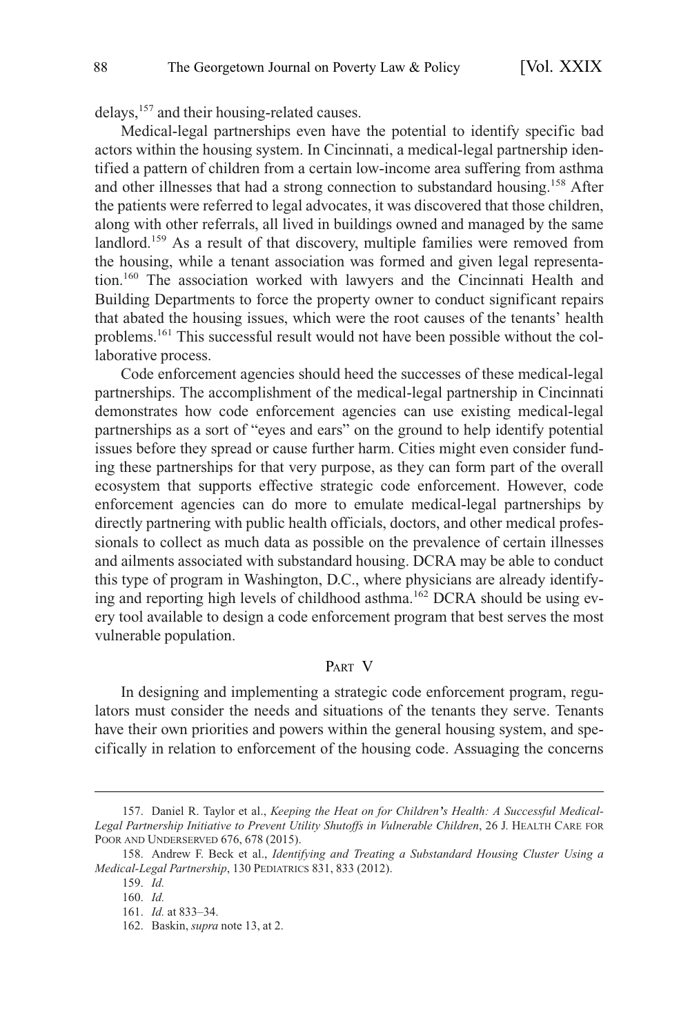delays,[157] and their housing-related causes.

Medical-legal partnerships even have the potential to identify specific bad actors within the housing system. In Cincinnati, a medical-legal partnership identified a pattern of children from a certain low-income area suffering from asthma and other illnesses that had a strong connection to substandard housing.[158] After the patients were referred to legal advocates, it was discovered that those children, along with other referrals, all lived in buildings owned and managed by the same landlord.[159] As a result of that discovery, multiple families were removed from the housing, while a tenant association was formed and given legal representation.[160] The association worked with lawyers and the Cincinnati Health and Building Departments to force the property owner to conduct significant repairs that abated the housing issues, which were the root causes of the tenants' health problems.[161] This successful result would not have been possible without the collaborative process.

Code enforcement agencies should heed the successes of these medical-legal partnerships. The accomplishment of the medical-legal partnership in Cincinnati demonstrates how code enforcement agencies can use existing medical-legal partnerships as a sort of "eyes and ears" on the ground to help identify potential issues before they spread or cause further harm. Cities might even consider funding these partnerships for that very purpose, as they can form part of the overall ecosystem that supports effective strategic code enforcement. However, code enforcement agencies can do more to emulate medical-legal partnerships by directly partnering with public health officials, doctors, and other medical professionals to collect as much data as possible on the prevalence of certain illnesses and ailments associated with substandard housing. DCRA may be able to conduct this type of program in Washington, D.C., where physicians are already identifying and reporting high levels of childhood asthma.[162] DCRA should be using every tool available to design a code enforcement program that best serves the most vulnerable population.

## PART V

In designing and implementing a strategic code enforcement program, regulators must consider the needs and situations of the tenants they serve. Tenants have their own priorities and powers within the general housing system, and specifically in relation to enforcement of the housing code. Assuaging the concerns

---

157. Daniel R. Taylor et al., *Keeping the Heat on for Children's Health: A Successful Medical-Legal Partnership Initiative to Prevent Utility Shutoffs in Vulnerable Children*, 26 J. HEALTH CARE FOR POOR AND UNDERSERVED 676, 678 (2015).

158. Andrew F. Beck et al., *Identifying and Treating a Substandard Housing Cluster Using a Medical-Legal Partnership*, 130 PEDIATRICS 831, 833 (2012).

159. *Id.*

160. *Id.*

161. *Id.* at 833–34.

162. Baskin, *supra* note 13, at 2.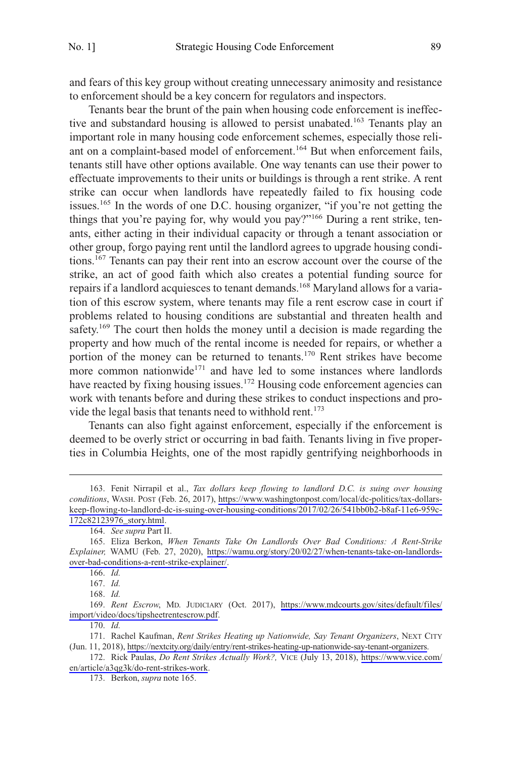and fears of this key group without creating unnecessary animosity and resistance to enforcement should be a key concern for regulators and inspectors.

Tenants bear the brunt of the pain when housing code enforcement is ineffective and substandard housing is allowed to persist unabated.[163] Tenants play an important role in many housing code enforcement schemes, especially those reliant on a complaint-based model of enforcement.[164] But when enforcement fails, tenants still have other options available. One way tenants can use their power to effectuate improvements to their units or buildings is through a rent strike. A rent strike can occur when landlords have repeatedly failed to fix housing code issues.[165] In the words of one D.C. housing organizer, "if you're not getting the things that you're paying for, why would you pay?"[166] During a rent strike, tenants, either acting in their individual capacity or through a tenant association or other group, forgo paying rent until the landlord agrees to upgrade housing conditions.[167] Tenants can pay their rent into an escrow account over the course of the strike, an act of good faith which also creates a potential funding source for repairs if a landlord acquiesces to tenant demands.[168] Maryland allows for a variation of this escrow system, where tenants may file a rent escrow case in court if problems related to housing conditions are substantial and threaten health and safety.[169] The court then holds the money until a decision is made regarding the property and how much of the rental income is needed for repairs, or whether a portion of the money can be returned to tenants.[170] Rent strikes have become more common nationwide[171] and have led to some instances where landlords have reacted by fixing housing issues.[172] Housing code enforcement agencies can work with tenants before and during these strikes to conduct inspections and provide the legal basis that tenants need to withhold rent.[173]

Tenants can also fight against enforcement, especially if the enforcement is deemed to be overly strict or occurring in bad faith. Tenants living in five properties in Columbia Heights, one of the most rapidly gentrifying neighborhoods in

---

163. Fenit Nirrapil et al., *Tax dollars keep flowing to landlord D.C. is suing over housing conditions*, WASH. POST (Feb. 26, 2017), https://www.washingtonpost.com/local/dc-politics/tax-dollars-keep-flowing-to-landlord-dc-is-suing-over-housing-conditions/2017/02/26/541bb0b2-b8af-11e6-959c-172c82123976_story.html.

164. *See supra* Part II.

165. Eliza Berkon, *When Tenants Take On Landlords Over Bad Conditions: A Rent-Strike Explainer,* WAMU (Feb. 27, 2020), https://wamu.org/story/20/02/27/when-tenants-take-on-landlords-over-bad-conditions-a-rent-strike-explainer/.

166. *Id.*

167. *Id.*

168. *Id.*

169. *Rent Escrow*, MD. JUDICIARY (Oct. 2017), https://www.mdcourts.gov/sites/default/files/import/video/docs/tipsheetrentescrow.pdf.

170. *Id.*

171. Rachel Kaufman, *Rent Strikes Heating up Nationwide, Say Tenant Organizers*, NEXT CITY (Jun. 11, 2018), https://nextcity.org/daily/entry/rent-strikes-heating-up-nationwide-say-tenant-organizers.

172. Rick Paulas, *Do Rent Strikes Actually Work?,* VICE (July 13, 2018), https://www.vice.com/en/article/a3qg3k/do-rent-strikes-work.

173. Berkon, *supra* note 165.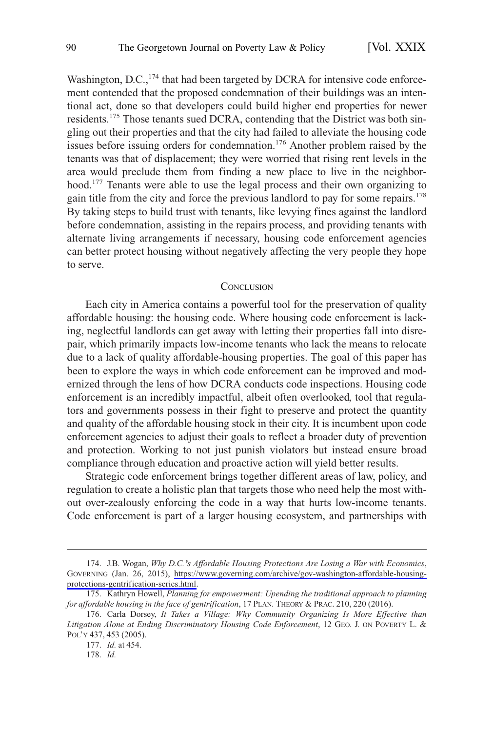Washington, D.C.,[174] that had been targeted by DCRA for intensive code enforcement contended that the proposed condemnation of their buildings was an intentional act, done so that developers could build higher end properties for newer residents.[175] Those tenants sued DCRA, contending that the District was both singling out their properties and that the city had failed to alleviate the housing code issues before issuing orders for condemnation.[176] Another problem raised by the tenants was that of displacement; they were worried that rising rent levels in the area would preclude them from finding a new place to live in the neighborhood.[177] Tenants were able to use the legal process and their own organizing to gain title from the city and force the previous landlord to pay for some repairs.[178] By taking steps to build trust with tenants, like levying fines against the landlord before condemnation, assisting in the repairs process, and providing tenants with alternate living arrangements if necessary, housing code enforcement agencies can better protect housing without negatively affecting the very people they hope to serve.

## Conclusion

Each city in America contains a powerful tool for the preservation of quality affordable housing: the housing code. Where housing code enforcement is lacking, neglectful landlords can get away with letting their properties fall into disrepair, which primarily impacts low-income tenants who lack the means to relocate due to a lack of quality affordable-housing properties. The goal of this paper has been to explore the ways in which code enforcement can be improved and modernized through the lens of how DCRA conducts code inspections. Housing code enforcement is an incredibly impactful, albeit often overlooked, tool that regulators and governments possess in their fight to preserve and protect the quantity and quality of the affordable housing stock in their city. It is incumbent upon code enforcement agencies to adjust their goals to reflect a broader duty of prevention and protection. Working to not just punish violators but instead ensure broad compliance through education and proactive action will yield better results.

Strategic code enforcement brings together different areas of law, policy, and regulation to create a holistic plan that targets those who need help the most without over-zealously enforcing the code in a way that hurts low-income tenants. Code enforcement is part of a larger housing ecosystem, and partnerships with

---

174. J.B. Wogan, *Why D.C.'s Affordable Housing Protections Are Losing a War with Economics*, GOVERNING (Jan. 26, 2015), https://www.governing.com/archive/gov-washington-affordable-housing-protections-gentrification-series.html.

175. Kathryn Howell, *Planning for empowerment: Upending the traditional approach to planning for affordable housing in the face of gentrification*, 17 PLAN. THEORY & PRAC. 210, 220 (2016).

176. Carla Dorsey, *It Takes a Village: Why Community Organizing Is More Effective than Litigation Alone at Ending Discriminatory Housing Code Enforcement*, 12 GEO. J. ON POVERTY L. & POL'Y 437, 453 (2005).

177. *Id.* at 454.

178. *Id.*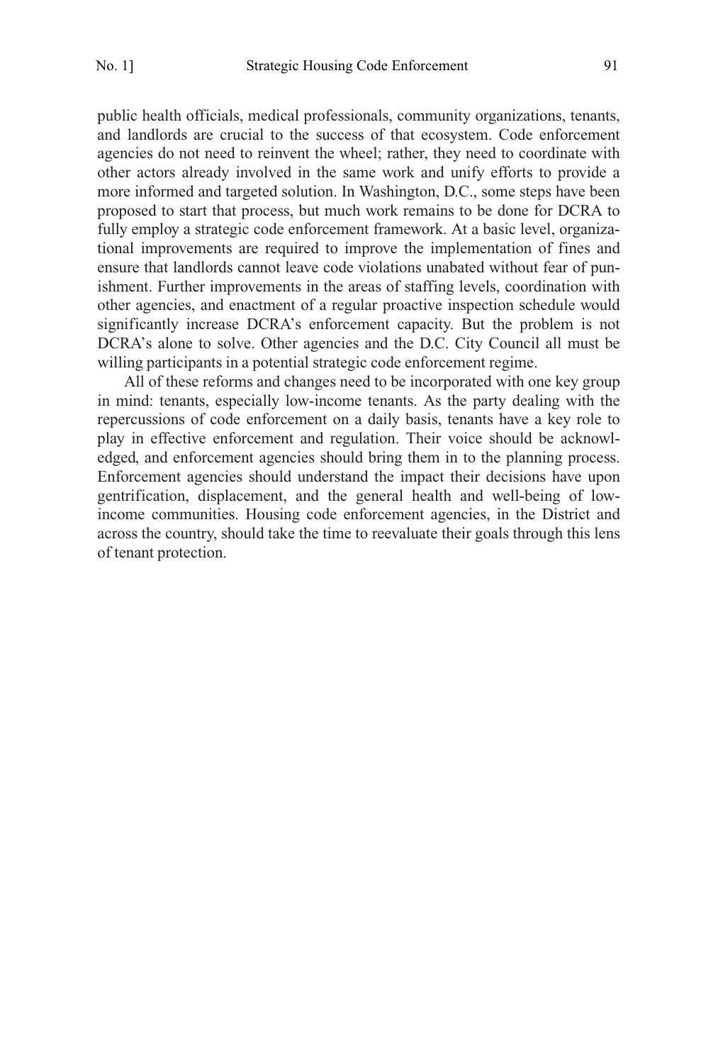public health officials, medical professionals, community organizations, tenants, and landlords are crucial to the success of that ecosystem. Code enforcement agencies do not need to reinvent the wheel; rather, they need to coordinate with other actors already involved in the same work and unify efforts to provide a more informed and targeted solution. In Washington, D.C., some steps have been proposed to start that process, but much work remains to be done for DCRA to fully employ a strategic code enforcement framework. At a basic level, organizational improvements are required to improve the implementation of fines and ensure that landlords cannot leave code violations unabated without fear of punishment. Further improvements in the areas of staffing levels, coordination with other agencies, and enactment of a regular proactive inspection schedule would significantly increase DCRA's enforcement capacity. But the problem is not DCRA's alone to solve. Other agencies and the D.C. City Council all must be willing participants in a potential strategic code enforcement regime.

All of these reforms and changes need to be incorporated with one key group in mind: tenants, especially low-income tenants. As the party dealing with the repercussions of code enforcement on a daily basis, tenants have a key role to play in effective enforcement and regulation. Their voice should be acknowledged, and enforcement agencies should bring them in to the planning process. Enforcement agencies should understand the impact their decisions have upon gentrification, displacement, and the general health and well-being of low-income communities. Housing code enforcement agencies, in the District and across the country, should take the time to reevaluate their goals through this lens of tenant protection.